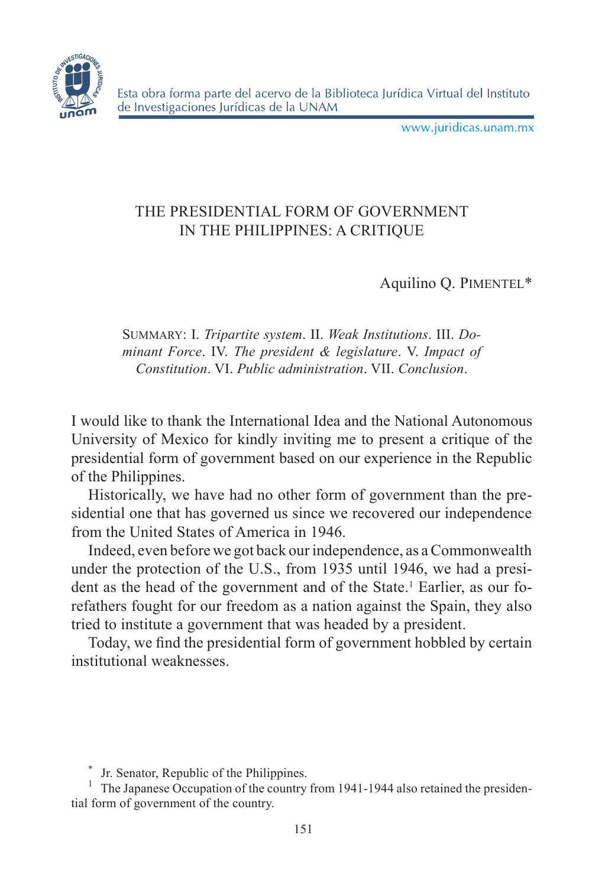# THE PRESIDENTIAL FORM OF GOVERNMENT IN THE PHILIPPINES: A CRITIQUE

Aquilino Q. PIMENTEL*

SUMMARY: I. *Tripartite system*. II. *Weak Institutions*. III. *Dominant Force*. IV. *The president & legislature*. V. *Impact of Constitution*. VI. *Public administration*. VII. *Conclusion*.

I would like to thank the International Idea and the National Autonomous University of Mexico for kindly inviting me to present a critique of the presidential form of government based on our experience in the Republic of the Philippines.

Historically, we have had no other form of government than the presidential one that has governed us since we recovered our independence from the United States of America in 1946.

Indeed, even before we got back our independence, as a Commonwealth under the protection of the U.S., from 1935 until 1946, we had a president as the head of the government and of the State.[1] Earlier, as our forefathers fought for our freedom as a nation against the Spain, they also tried to institute a government that was headed by a president.

Today, we find the presidential form of government hobbled by certain institutional weaknesses.

---

\* Jr. Senator, Republic of the Philippines.

[1] The Japanese Occupation of the country from 1941-1944 also retained the presidential form of government of the country.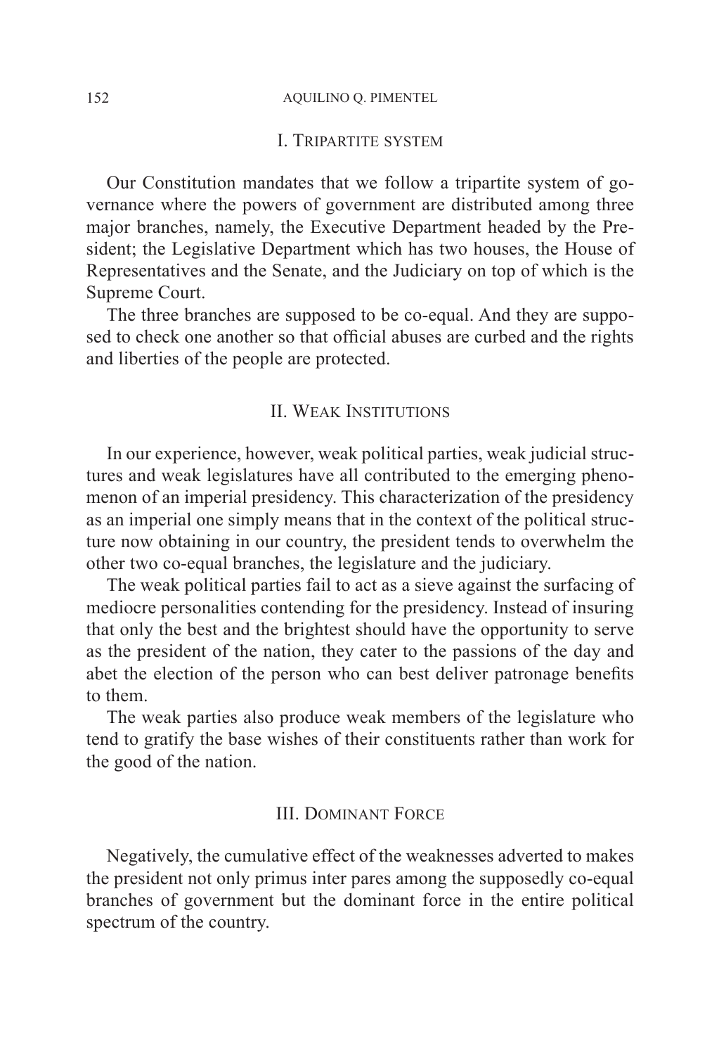## I. Tripartite system

Our Constitution mandates that we follow a tripartite system of governance where the powers of government are distributed among three major branches, namely, the Executive Department headed by the President; the Legislative Department which has two houses, the House of Representatives and the Senate, and the Judiciary on top of which is the Supreme Court.

The three branches are supposed to be co-equal. And they are supposed to check one another so that official abuses are curbed and the rights and liberties of the people are protected.

## II. Weak Institutions

In our experience, however, weak political parties, weak judicial structures and weak legislatures have all contributed to the emerging phenomenon of an imperial presidency. This characterization of the presidency as an imperial one simply means that in the context of the political structure now obtaining in our country, the president tends to overwhelm the other two co-equal branches, the legislature and the judiciary.

The weak political parties fail to act as a sieve against the surfacing of mediocre personalities contending for the presidency. Instead of insuring that only the best and the brightest should have the opportunity to serve as the president of the nation, they cater to the passions of the day and abet the election of the person who can best deliver patronage benefits to them.

The weak parties also produce weak members of the legislature who tend to gratify the base wishes of their constituents rather than work for the good of the nation.

## III. Dominant Force

Negatively, the cumulative effect of the weaknesses adverted to makes the president not only primus inter pares among the supposedly co-equal branches of government but the dominant force in the entire political spectrum of the country.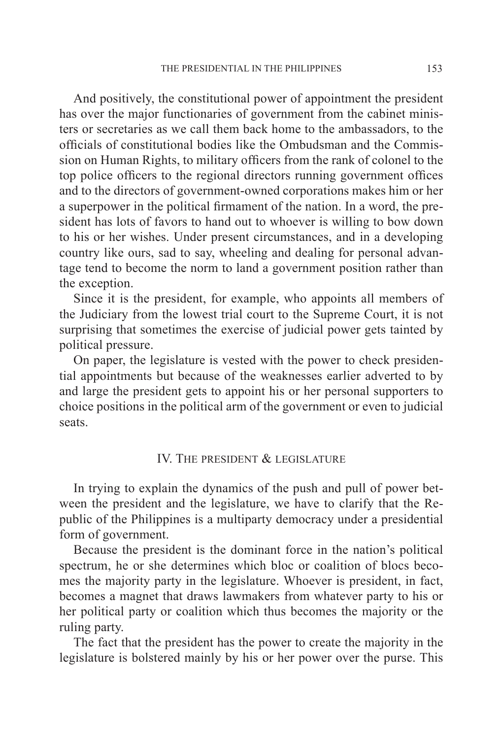And positively, the constitutional power of appointment the president has over the major functionaries of government from the cabinet ministers or secretaries as we call them back home to the ambassadors, to the officials of constitutional bodies like the Ombudsman and the Commission on Human Rights, to military officers from the rank of colonel to the top police officers to the regional directors running government offices and to the directors of government-owned corporations makes him or her a superpower in the political firmament of the nation. In a word, the president has lots of favors to hand out to whoever is willing to bow down to his or her wishes. Under present circumstances, and in a developing country like ours, sad to say, wheeling and dealing for personal advantage tend to become the norm to land a government position rather than the exception.

Since it is the president, for example, who appoints all members of the Judiciary from the lowest trial court to the Supreme Court, it is not surprising that sometimes the exercise of judicial power gets tainted by political pressure.

On paper, the legislature is vested with the power to check presidential appointments but because of the weaknesses earlier adverted to by and large the president gets to appoint his or her personal supporters to choice positions in the political arm of the government or even to judicial seats.

## IV. The president & legislature

In trying to explain the dynamics of the push and pull of power between the president and the legislature, we have to clarify that the Republic of the Philippines is a multiparty democracy under a presidential form of government.

Because the president is the dominant force in the nation's political spectrum, he or she determines which bloc or coalition of blocs becomes the majority party in the legislature. Whoever is president, in fact, becomes a magnet that draws lawmakers from whatever party to his or her political party or coalition which thus becomes the majority or the ruling party.

The fact that the president has the power to create the majority in the legislature is bolstered mainly by his or her power over the purse. This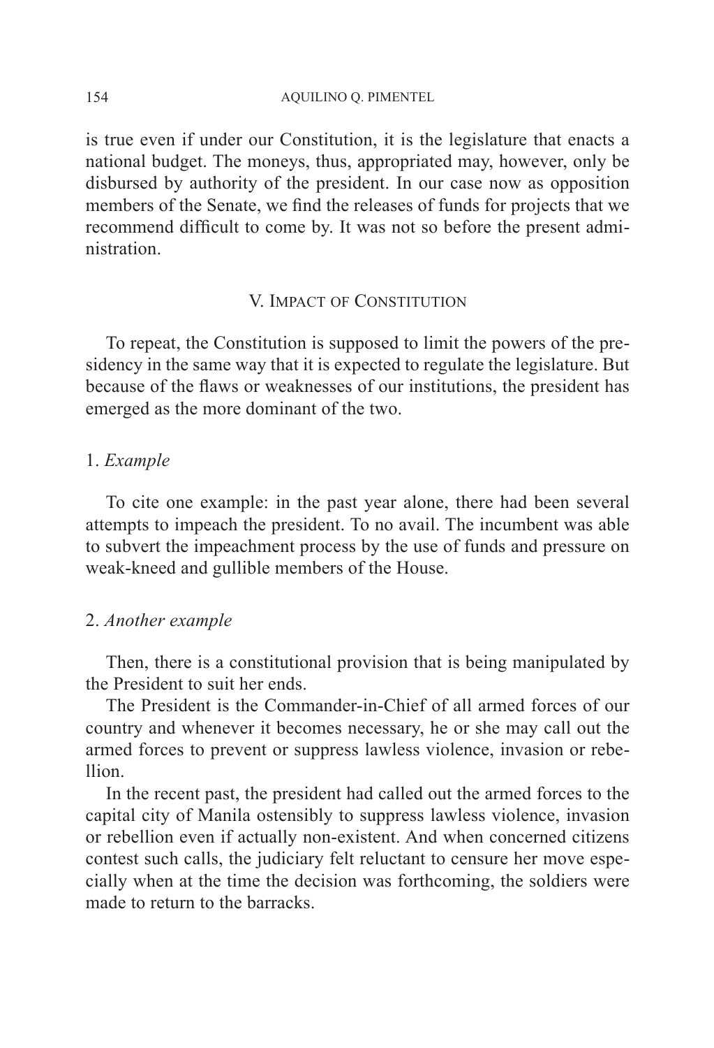is true even if under our Constitution, it is the legislature that enacts a national budget. The moneys, thus, appropriated may, however, only be disbursed by authority of the president. In our case now as opposition members of the Senate, we find the releases of funds for projects that we recommend difficult to come by. It was not so before the present administration.

## V. Impact of Constitution

To repeat, the Constitution is supposed to limit the powers of the presidency in the same way that it is expected to regulate the legislature. But because of the flaws or weaknesses of our institutions, the president has emerged as the more dominant of the two.

### 1. *Example*

To cite one example: in the past year alone, there had been several attempts to impeach the president. To no avail. The incumbent was able to subvert the impeachment process by the use of funds and pressure on weak-kneed and gullible members of the House.

### 2. *Another example*

Then, there is a constitutional provision that is being manipulated by the President to suit her ends.

The President is the Commander-in-Chief of all armed forces of our country and whenever it becomes necessary, he or she may call out the armed forces to prevent or suppress lawless violence, invasion or rebellion.

In the recent past, the president had called out the armed forces to the capital city of Manila ostensibly to suppress lawless violence, invasion or rebellion even if actually non-existent. And when concerned citizens contest such calls, the judiciary felt reluctant to censure her move especially when at the time the decision was forthcoming, the soldiers were made to return to the barracks.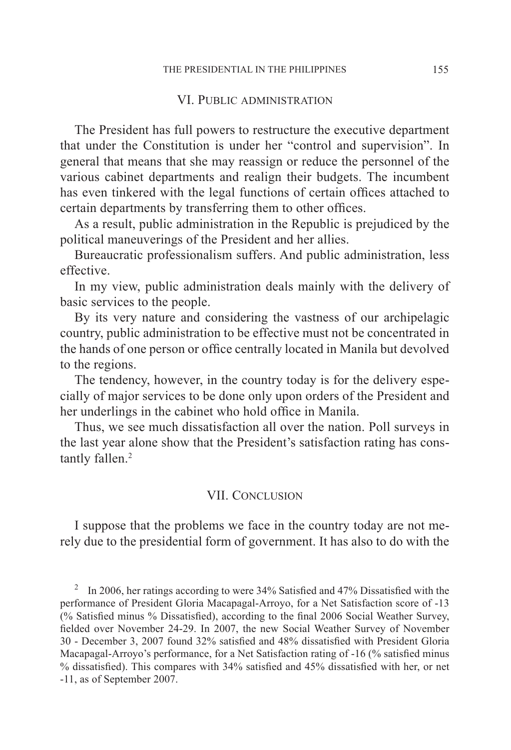## VI. Public administration

The President has full powers to restructure the executive department that under the Constitution is under her "control and supervision". In general that means that she may reassign or reduce the personnel of the various cabinet departments and realign their budgets. The incumbent has even tinkered with the legal functions of certain offices attached to certain departments by transferring them to other offices.

As a result, public administration in the Republic is prejudiced by the political maneuverings of the President and her allies.

Bureaucratic professionalism suffers. And public administration, less effective.

In my view, public administration deals mainly with the delivery of basic services to the people.

By its very nature and considering the vastness of our archipelagic country, public administration to be effective must not be concentrated in the hands of one person or office centrally located in Manila but devolved to the regions.

The tendency, however, in the country today is for the delivery especially of major services to be done only upon orders of the President and her underlings in the cabinet who hold office in Manila.

Thus, we see much dissatisfaction all over the nation. Poll surveys in the last year alone show that the President's satisfaction rating has constantly fallen.[2]

## VII. Conclusion

I suppose that the problems we face in the country today are not merely due to the presidential form of government. It has also to do with the

[2] In 2006, her ratings according to were 34% Satisfied and 47% Dissatisfied with the performance of President Gloria Macapagal-Arroyo, for a Net Satisfaction score of -13 (% Satisfied minus % Dissatisfied), according to the final 2006 Social Weather Survey, fielded over November 24-29. In 2007, the new Social Weather Survey of November 30 - December 3, 2007 found 32% satisfied and 48% dissatisfied with President Gloria Macapagal-Arroyo's performance, for a Net Satisfaction rating of -16 (% satisfied minus % dissatisfied). This compares with 34% satisfied and 45% dissatisfied with her, or net -11, as of September 2007.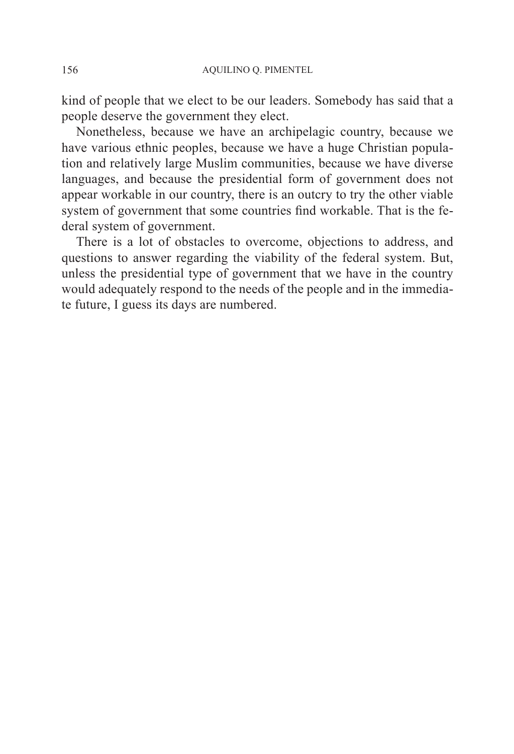kind of people that we elect to be our leaders. Somebody has said that a people deserve the government they elect.

Nonetheless, because we have an archipelagic country, because we have various ethnic peoples, because we have a huge Christian population and relatively large Muslim communities, because we have diverse languages, and because the presidential form of government does not appear workable in our country, there is an outcry to try the other viable system of government that some countries find workable. That is the federal system of government.

There is a lot of obstacles to overcome, objections to address, and questions to answer regarding the viability of the federal system. But, unless the presidential type of government that we have in the country would adequately respond to the needs of the people and in the immediate future, I guess its days are numbered.